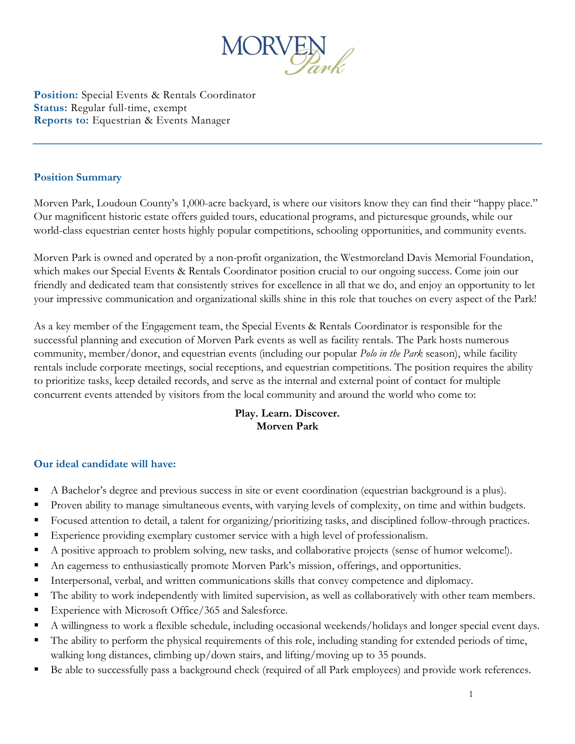**Position:** Special Events & Rentals Coordinator
**Status:** Regular full-time, exempt
**Reports to:** Equestrian & Events Manager

---

## Position Summary

Morven Park, Loudoun County's 1,000-acre backyard, is where our visitors know they can find their "happy place." Our magnificent historic estate offers guided tours, educational programs, and picturesque grounds, while our world-class equestrian center hosts highly popular competitions, schooling opportunities, and community events.

Morven Park is owned and operated by a non-profit organization, the Westmoreland Davis Memorial Foundation, which makes our Special Events & Rentals Coordinator position crucial to our ongoing success. Come join our friendly and dedicated team that consistently strives for excellence in all that we do, and enjoy an opportunity to let your impressive communication and organizational skills shine in this role that touches on every aspect of the Park!

As a key member of the Engagement team, the Special Events & Rentals Coordinator is responsible for the successful planning and execution of Morven Park events as well as facility rentals. The Park hosts numerous community, member/donor, and equestrian events (including our popular *Polo in the Park* season), while facility rentals include corporate meetings, social receptions, and equestrian competitions. The position requires the ability to prioritize tasks, keep detailed records, and serve as the internal and external point of contact for multiple concurrent events attended by visitors from the local community and around the world who come to:

**Play. Learn. Discover.**
**Morven Park**

## Our ideal candidate will have:

- A Bachelor's degree and previous success in site or event coordination (equestrian background is a plus).
- Proven ability to manage simultaneous events, with varying levels of complexity, on time and within budgets.
- Focused attention to detail, a talent for organizing/prioritizing tasks, and disciplined follow-through practices.
- Experience providing exemplary customer service with a high level of professionalism.
- A positive approach to problem solving, new tasks, and collaborative projects (sense of humor welcome!).
- An eagerness to enthusiastically promote Morven Park's mission, offerings, and opportunities.
- Interpersonal, verbal, and written communications skills that convey competence and diplomacy.
- The ability to work independently with limited supervision, as well as collaboratively with other team members.
- Experience with Microsoft Office/365 and Salesforce.
- A willingness to work a flexible schedule, including occasional weekends/holidays and longer special event days.
- The ability to perform the physical requirements of this role, including standing for extended periods of time, walking long distances, climbing up/down stairs, and lifting/moving up to 35 pounds.
- Be able to successfully pass a background check (required of all Park employees) and provide work references.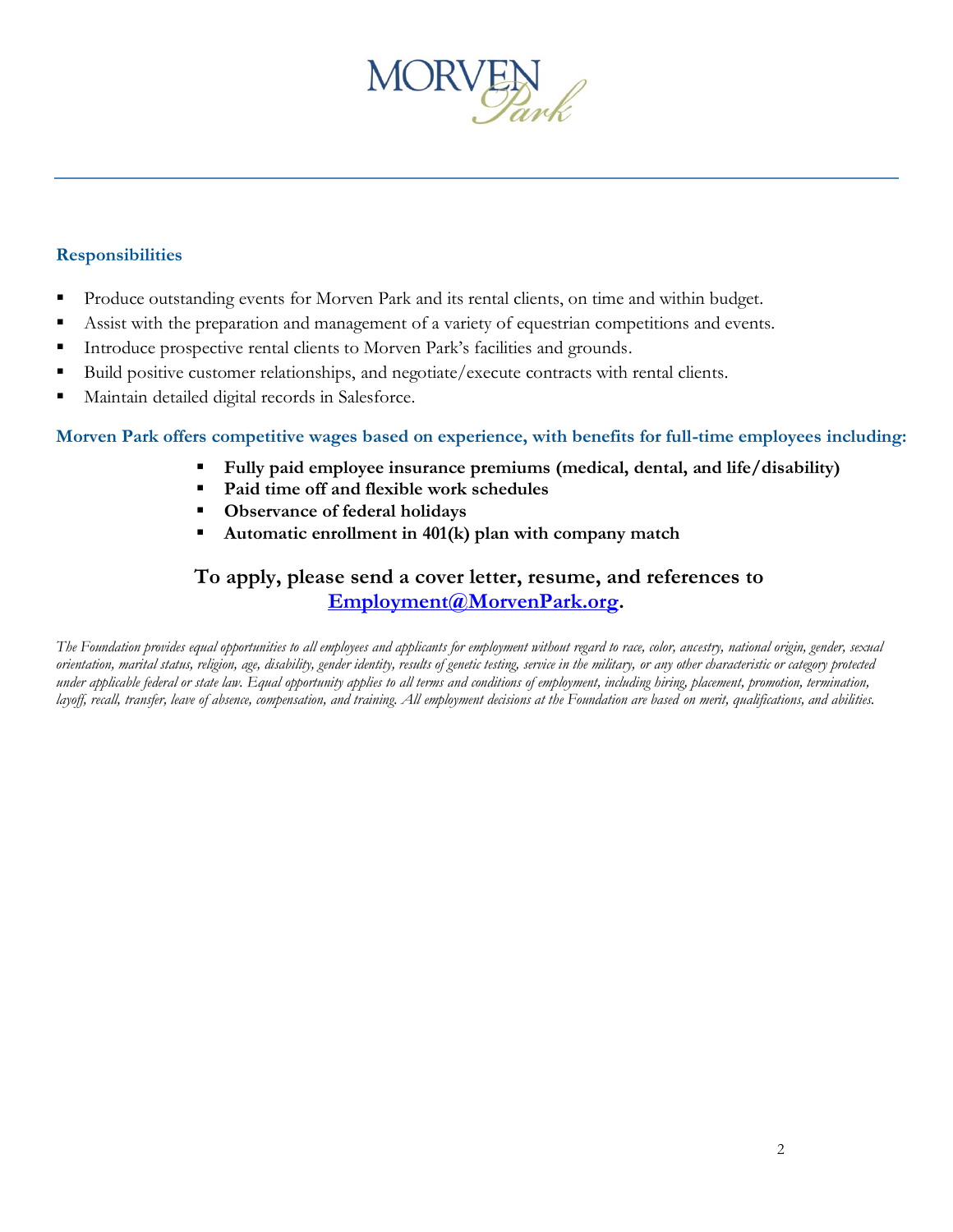## Responsibilities

- Produce outstanding events for Morven Park and its rental clients, on time and within budget.
- Assist with the preparation and management of a variety of equestrian competitions and events.
- Introduce prospective rental clients to Morven Park's facilities and grounds.
- Build positive customer relationships, and negotiate/execute contracts with rental clients.
- Maintain detailed digital records in Salesforce.

**Morven Park offers competitive wages based on experience, with benefits for full-time employees including:**

- **Fully paid employee insurance premiums (medical, dental, and life/disability)**
- **Paid time off and flexible work schedules**
- **Observance of federal holidays**
- **Automatic enrollment in 401(k) plan with company match**

**To apply, please send a cover letter, resume, and references to [Employment@MorvenPark.org](mailto:Employment@MorvenPark.org).**

*The Foundation provides equal opportunities to all employees and applicants for employment without regard to race, color, ancestry, national origin, gender, sexual orientation, marital status, religion, age, disability, gender identity, results of genetic testing, service in the military, or any other characteristic or category protected under applicable federal or state law. Equal opportunity applies to all terms and conditions of employment, including hiring, placement, promotion, termination, layoff, recall, transfer, leave of absence, compensation, and training. All employment decisions at the Foundation are based on merit, qualifications, and abilities.*